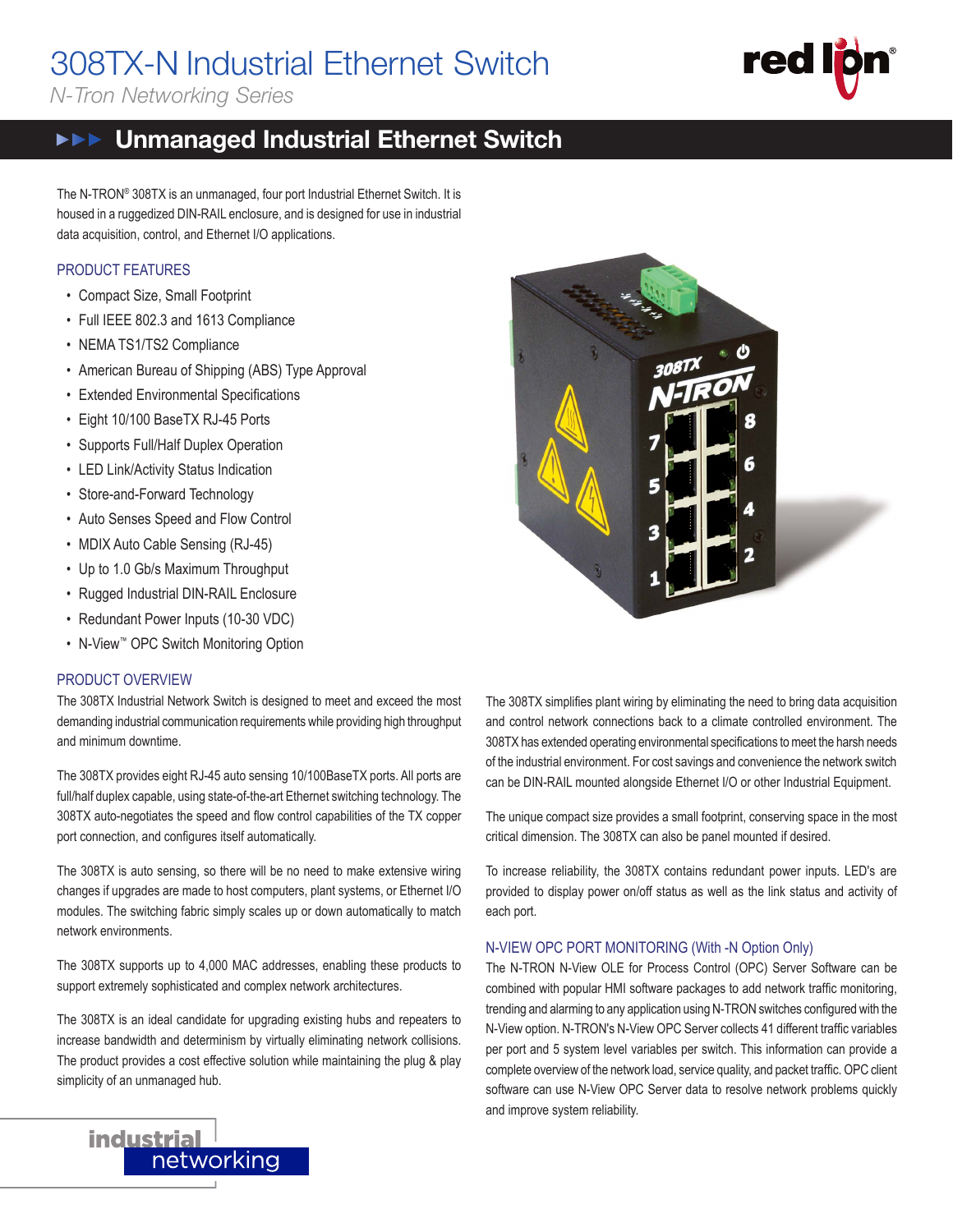# 308TX-N Industrial Ethernet Switch

*N-Tron Networking Series*

## Unmanaged Industrial Ethernet Switch

The N-TRON® 308TX is an unmanaged, four port Industrial Ethernet Switch. It is housed in a ruggedized DIN-RAIL enclosure, and is designed for use in industrial data acquisition, control, and Ethernet I/O applications.

### PRODUCT FEATURES

- Compact Size, Small Footprint
- Full IEEE 802.3 and 1613 Compliance
- NEMA TS1/TS2 Compliance
- American Bureau of Shipping (ABS) Type Approval
- Extended Environmental Specifications
- Eight 10/100 BaseTX RJ-45 Ports
- Supports Full/Half Duplex Operation
- LED Link/Activity Status Indication
- Store-and-Forward Technology
- Auto Senses Speed and Flow Control
- MDIX Auto Cable Sensing (RJ-45)
- Up to 1.0 Gb/s Maximum Throughput
- Rugged Industrial DIN-RAIL Enclosure
- Redundant Power Inputs (10-30 VDC)
- N-View™ OPC Switch Monitoring Option

### PRODUCT OVERVIEW

The 308TX Industrial Network Switch is designed to meet and exceed the most demanding industrial communication requirements while providing high throughput and minimum downtime.

The 308TX provides eight RJ-45 auto sensing 10/100BaseTX ports. All ports are full/half duplex capable, using state-of-the-art Ethernet switching technology. The 308TX auto-negotiates the speed and flow control capabilities of the TX copper port connection, and configures itself automatically.

The 308TX is auto sensing, so there will be no need to make extensive wiring changes if upgrades are made to host computers, plant systems, or Ethernet I/O modules. The switching fabric simply scales up or down automatically to match network environments.

The 308TX supports up to 4,000 MAC addresses, enabling these products to support extremely sophisticated and complex network architectures.

The 308TX is an ideal candidate for upgrading existing hubs and repeaters to increase bandwidth and determinism by virtually eliminating network collisions. The product provides a cost effective solution while maintaining the plug & play simplicity of an unmanaged hub.

The 308TX simplifies plant wiring by eliminating the need to bring data acquisition and control network connections back to a climate controlled environment. The 308TX has extended operating environmental specifications to meet the harsh needs of the industrial environment. For cost savings and convenience the network switch can be DIN-RAIL mounted alongside Ethernet I/O or other Industrial Equipment.

The unique compact size provides a small footprint, conserving space in the most critical dimension. The 308TX can also be panel mounted if desired.

To increase reliability, the 308TX contains redundant power inputs. LED's are provided to display power on/off status as well as the link status and activity of each port.

### N-VIEW OPC PORT MONITORING (With -N Option Only)

The N-TRON N-View OLE for Process Control (OPC) Server Software can be combined with popular HMI software packages to add network traffic monitoring, trending and alarming to any application using N-TRON switches configured with the N-View option. N-TRON's N-View OPC Server collects 41 different traffic variables per port and 5 system level variables per switch. This information can provide a complete overview of the network load, service quality, and packet traffic. OPC client software can use N-View OPC Server data to resolve network problems quickly and improve system reliability.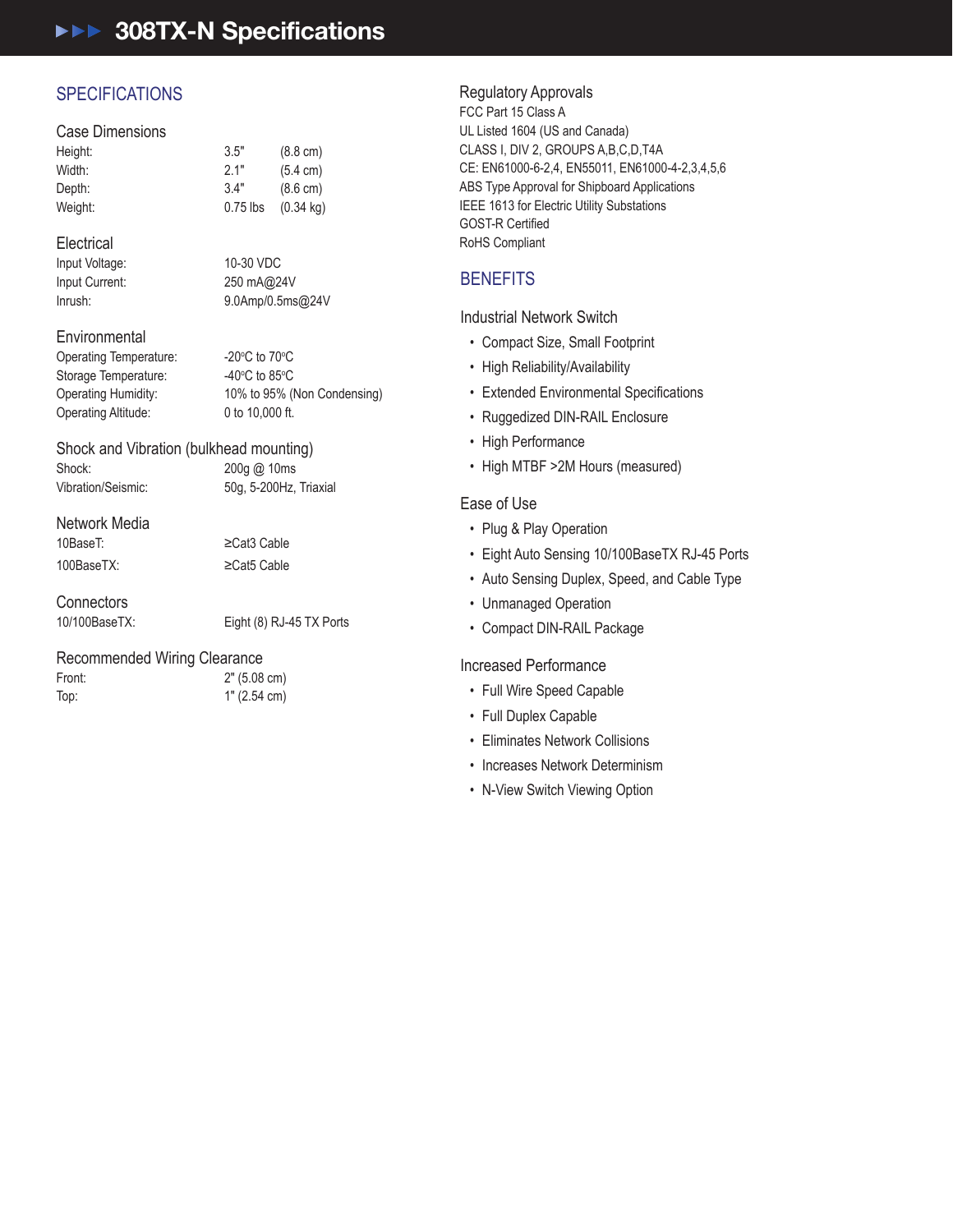# 308TX-N Specifications

## SPECIFICATIONS

### Case Dimensions

| | | |
|---|---|---|
| Height: | 3.5" | (8.8 cm) |
| Width: | 2.1" | (5.4 cm) |
| Depth: | 3.4" | (8.6 cm) |
| Weight: | 0.75 lbs | (0.34 kg) |

### Electrical

| | |
|---|---|
| Input Voltage: | 10-30 VDC |
| Input Current: | 250 mA@24V |
| Inrush: | 9.0Amp/0.5ms@24V |

### Environmental

| | |
|---|---|
| Operating Temperature: | -20°C to 70°C |
| Storage Temperature: | -40°C to 85°C |
| Operating Humidity: | 10% to 95% (Non Condensing) |
| Operating Altitude: | 0 to 10,000 ft. |

### Shock and Vibration (bulkhead mounting)

| | |
|---|---|
| Shock: | 200g @ 10ms |
| Vibration/Seismic: | 50g, 5-200Hz, Triaxial |

### Network Media

| | |
|---|---|
| 10BaseT: | ≥Cat3 Cable |
| 100BaseTX: | ≥Cat5 Cable |

### Connectors

| | |
|---|---|
| 10/100BaseTX: | Eight (8) RJ-45 TX Ports |

### Recommended Wiring Clearance

| | |
|---|---|
| Front: | 2" (5.08 cm) |
| Top: | 1" (2.54 cm) |

### Regulatory Approvals

FCC Part 15 Class A
UL Listed 1604 (US and Canada)
CLASS I, DIV 2, GROUPS A,B,C,D,T4A
CE: EN61000-6-2,4, EN55011, EN61000-4-2,3,4,5,6
ABS Type Approval for Shipboard Applications
IEEE 1613 for Electric Utility Substations
GOST-R Certified
RoHS Compliant

## BENEFITS

### Industrial Network Switch

- Compact Size, Small Footprint
- High Reliability/Availability
- Extended Environmental Specifications
- Ruggedized DIN-RAIL Enclosure
- High Performance
- High MTBF >2M Hours (measured)

### Ease of Use

- Plug & Play Operation
- Eight Auto Sensing 10/100BaseTX RJ-45 Ports
- Auto Sensing Duplex, Speed, and Cable Type
- Unmanaged Operation
- Compact DIN-RAIL Package

### Increased Performance

- Full Wire Speed Capable
- Full Duplex Capable
- Eliminates Network Collisions
- Increases Network Determinism
- N-View Switch Viewing Option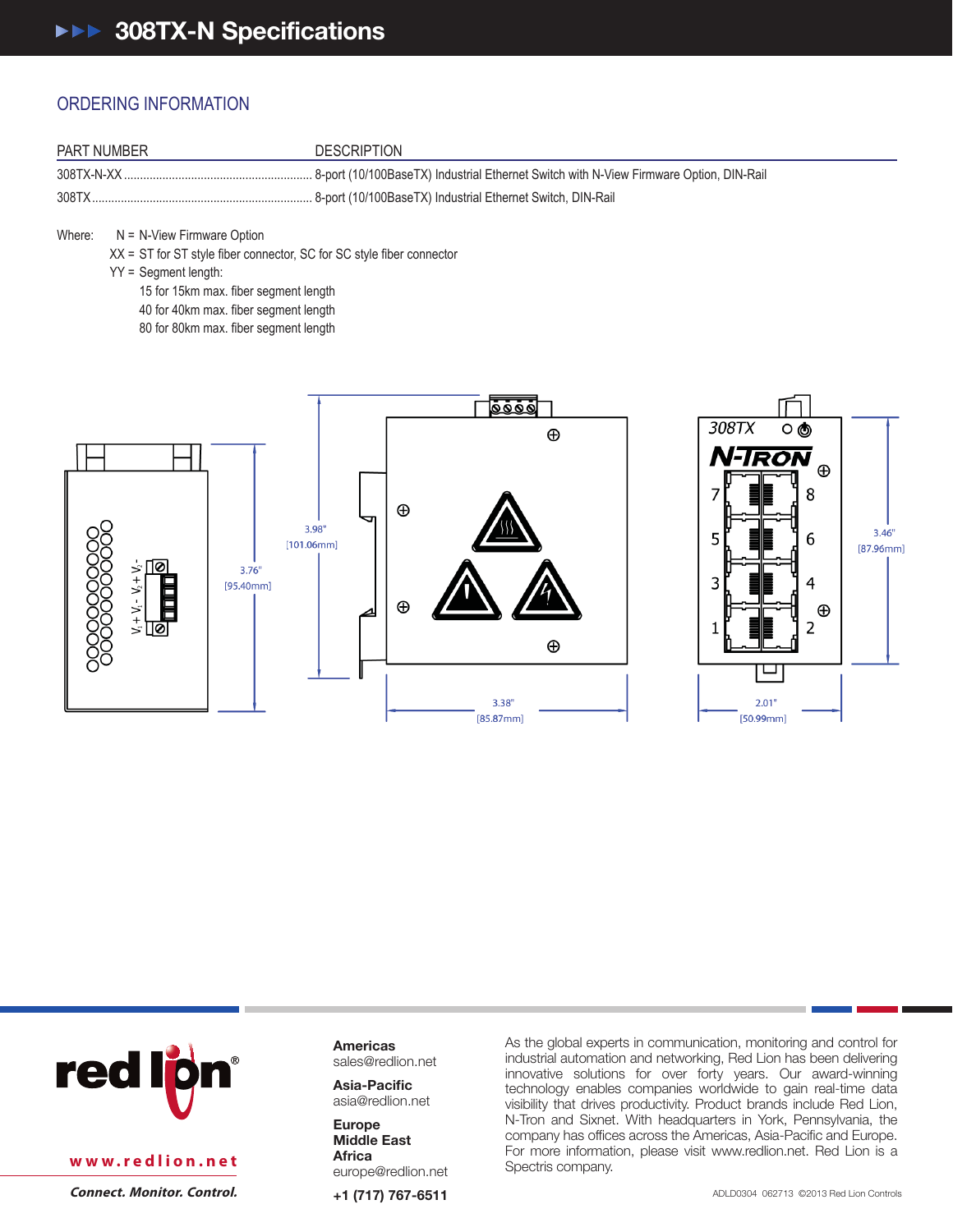# 308TX-N Specifications

## ORDERING INFORMATION

| PART NUMBER | DESCRIPTION |
|---|---|
| 308TX-N-XX | 8-port (10/100BaseTX) Industrial Ethernet Switch with N-View Firmware Option, DIN-Rail |
| 308TX | 8-port (10/100BaseTX) Industrial Ethernet Switch, DIN-Rail |

Where: N = N-View Firmware Option

XX = ST for ST style fiber connector, SC for SC style fiber connector

YY = Segment length:

- 15 for 15km max. fiber segment length
- 40 for 40km max. fiber segment length
- 80 for 80km max. fiber segment length

V₁+ V₁- V₂+ V₂-

3.76"
[95.40mm]

3.98"
[101.06mm]

3.38"
[85.87mm]

308TX

N-TRON

7 8 5 6 3 4 1 2

3.46"
[87.96mm]

2.01"
[50.99mm]

red lion

www.redlion.net

*Connect. Monitor. Control.*

**Americas**
sales@redlion.net

**Asia-Pacific**
asia@redlion.net

**Europe**
**Middle East**
**Africa**
europe@redlion.net

**+1 (717) 767-6511**

As the global experts in communication, monitoring and control for industrial automation and networking, Red Lion has been delivering innovative solutions for over forty years. Our award-winning technology enables companies worldwide to gain real-time data visibility that drives productivity. Product brands include Red Lion, N-Tron and Sixnet. With headquarters in York, Pennsylvania, the company has offices across the Americas, Asia-Pacific and Europe. For more information, please visit www.redlion.net. Red Lion is a Spectris company.

ADLD0304 062713 ©2013 Red Lion Controls